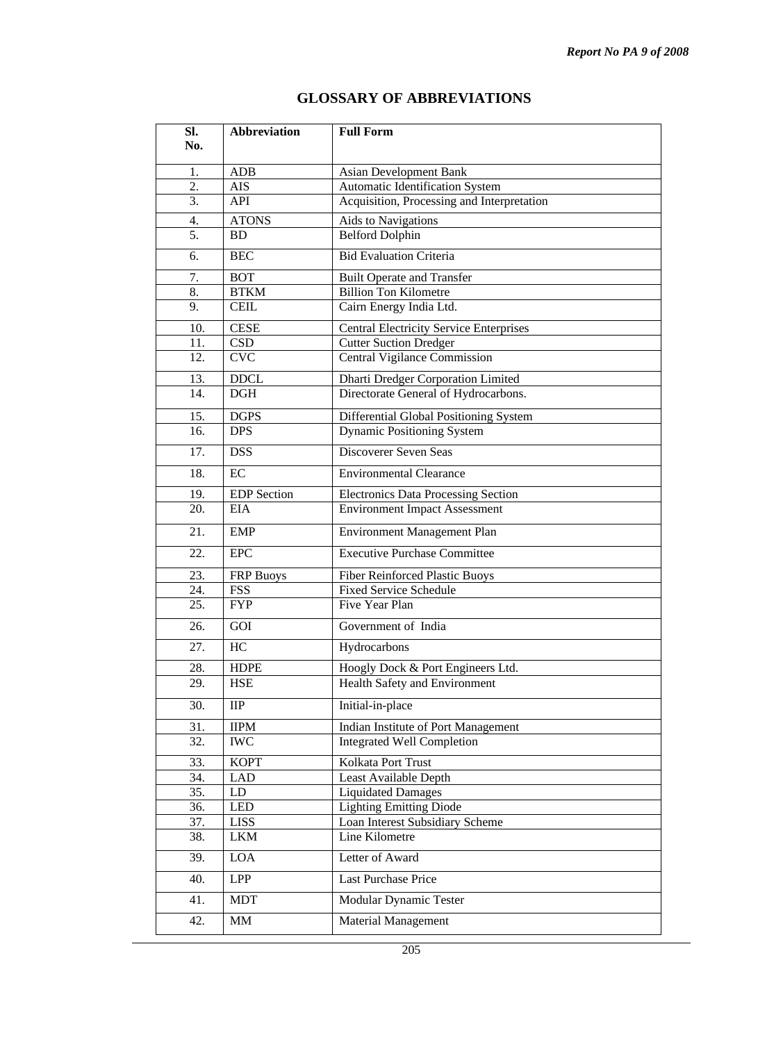# GLOSSARY OF ABBREVIATIONS

| Sl. No. | Abbreviation | Full Form |
|---|---|---|
| 1. | ADB | Asian Development Bank |
| 2. | AIS | Automatic Identification System |
| 3. | API | Acquisition, Processing and Interpretation |
| 4. | ATONS | Aids to Navigations |
| 5. | BD | Belford Dolphin |
| 6. | BEC | Bid Evaluation Criteria |
| 7. | BOT | Built Operate and Transfer |
| 8. | BTKM | Billion Ton Kilometre |
| 9. | CEIL | Cairn Energy India Ltd. |
| 10. | CESE | Central Electricity Service Enterprises |
| 11. | CSD | Cutter Suction Dredger |
| 12. | CVC | Central Vigilance Commission |
| 13. | DDCL | Dharti Dredger Corporation Limited |
| 14. | DGH | Directorate General of Hydrocarbons. |
| 15. | DGPS | Differential Global Positioning System |
| 16. | DPS | Dynamic Positioning System |
| 17. | DSS | Discoverer Seven Seas |
| 18. | EC | Environmental Clearance |
| 19. | EDP Section | Electronics Data Processing Section |
| 20. | EIA | Environment Impact Assessment |
| 21. | EMP | Environment Management Plan |
| 22. | EPC | Executive Purchase Committee |
| 23. | FRP Buoys | Fiber Reinforced Plastic Buoys |
| 24. | FSS | Fixed Service Schedule |
| 25. | FYP | Five Year Plan |
| 26. | GOI | Government of India |
| 27. | HC | Hydrocarbons |
| 28. | HDPE | Hoogly Dock & Port Engineers Ltd. |
| 29. | HSE | Health Safety and Environment |
| 30. | IIP | Initial-in-place |
| 31. | IIPM | Indian Institute of Port Management |
| 32. | IWC | Integrated Well Completion |
| 33. | KOPT | Kolkata Port Trust |
| 34. | LAD | Least Available Depth |
| 35. | LD | Liquidated Damages |
| 36. | LED | Lighting Emitting Diode |
| 37. | LISS | Loan Interest Subsidiary Scheme |
| 38. | LKM | Line Kilometre |
| 39. | LOA | Letter of Award |
| 40. | LPP | Last Purchase Price |
| 41. | MDT | Modular Dynamic Tester |
| 42. | MM | Material Management |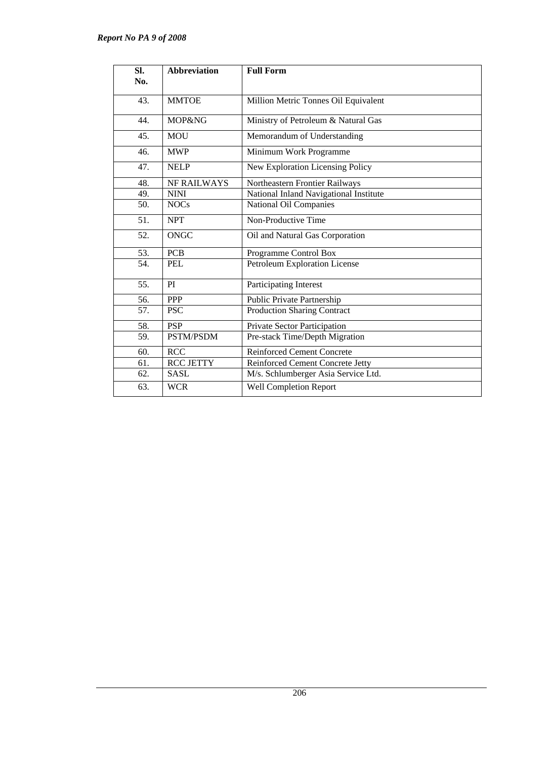| Sl. No. | Abbreviation | Full Form |
|---|---|---|
| 43. | MMTOE | Million Metric Tonnes Oil Equivalent |
| 44. | MOP&NG | Ministry of Petroleum & Natural Gas |
| 45. | MOU | Memorandum of Understanding |
| 46. | MWP | Minimum Work Programme |
| 47. | NELP | New Exploration Licensing Policy |
| 48. | NF RAILWAYS | Northeastern Frontier Railways |
| 49. | NINI | National Inland Navigational Institute |
| 50. | NOCs | National Oil Companies |
| 51. | NPT | Non-Productive Time |
| 52. | ONGC | Oil and Natural Gas Corporation |
| 53. | PCB | Programme Control Box |
| 54. | PEL | Petroleum Exploration License |
| 55. | PI | Participating Interest |
| 56. | PPP | Public Private Partnership |
| 57. | PSC | Production Sharing Contract |
| 58. | PSP | Private Sector Participation |
| 59. | PSTM/PSDM | Pre-stack Time/Depth Migration |
| 60. | RCC | Reinforced Cement Concrete |
| 61. | RCC JETTY | Reinforced Cement Concrete Jetty |
| 62. | SASL | M/s. Schlumberger Asia Service Ltd. |
| 63. | WCR | Well Completion Report |